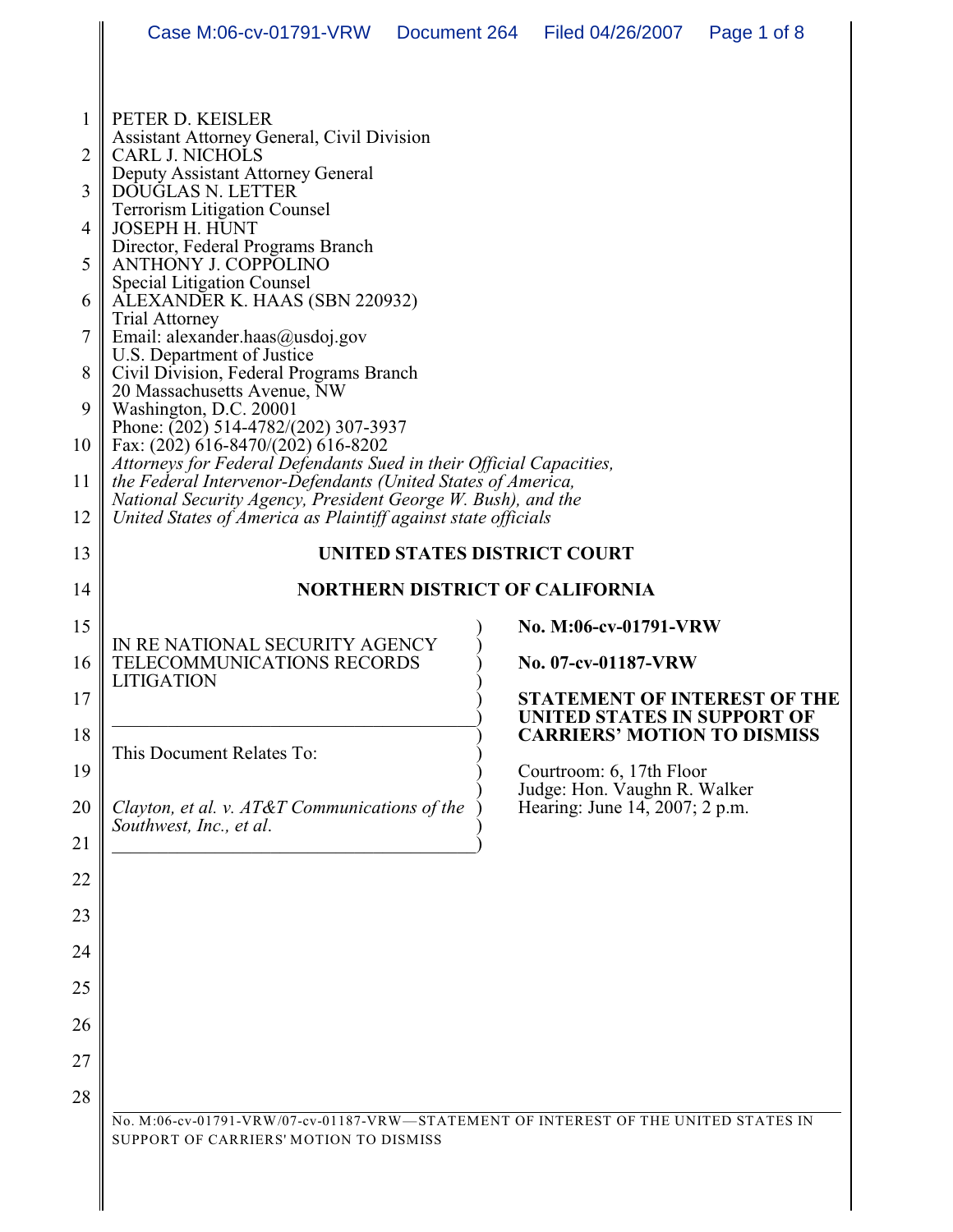PETER D. KEISLER
Assistant Attorney General, Civil Division
CARL J. NICHOLS
Deputy Assistant Attorney General
DOUGLAS N. LETTER
Terrorism Litigation Counsel
JOSEPH H. HUNT
Director, Federal Programs Branch
ANTHONY J. COPPOLINO
Special Litigation Counsel
ALEXANDER K. HAAS (SBN 220932)
Trial Attorney
Email: alexander.haas@usdoj.gov
U.S. Department of Justice
Civil Division, Federal Programs Branch
20 Massachusetts Avenue, NW
Washington, D.C. 20001
Phone: (202) 514-4782/(202) 307-3937
Fax: (202) 616-8470/(202) 616-8202
*Attorneys for Federal Defendants Sued in their Official Capacities, the Federal Intervenor-Defendants (United States of America, National Security Agency, President George W. Bush), and the United States of America as Plaintiff against state officials*

**UNITED STATES DISTRICT COURT**

**NORTHERN DISTRICT OF CALIFORNIA**

IN RE NATIONAL SECURITY AGENCY TELECOMMUNICATIONS RECORDS LITIGATION

This Document Relates To:

*Clayton, et al. v. AT&T Communications of the Southwest, Inc., et al.*

**No. M:06-cv-01791-VRW**

**No. 07-cv-01187-VRW**

**STATEMENT OF INTEREST OF THE UNITED STATES IN SUPPORT OF CARRIERS' MOTION TO DISMISS**

Courtroom: 6, 17th Floor
Judge: Hon. Vaughn R. Walker
Hearing: June 14, 2007; 2 p.m.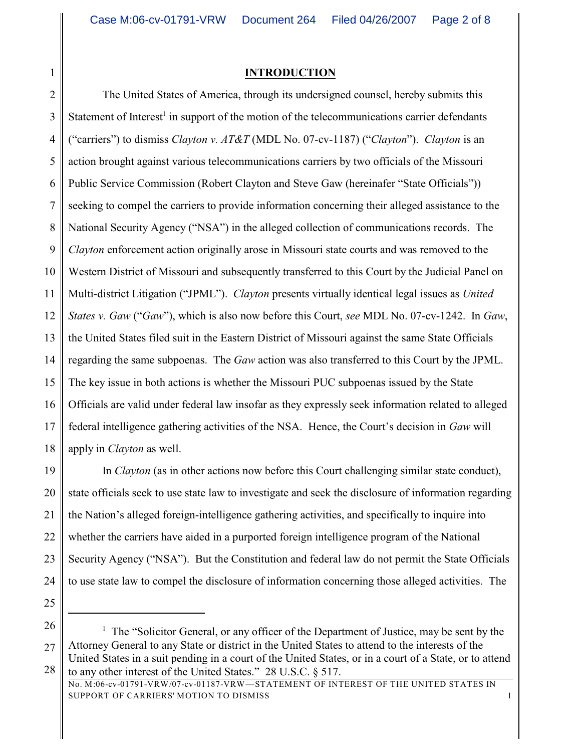## INTRODUCTION

The United States of America, through its undersigned counsel, hereby submits this Statement of Interest[1] in support of the motion of the telecommunications carrier defendants ("carriers") to dismiss *Clayton v. AT&T* (MDL No. 07-cv-1187) ("*Clayton*"). *Clayton* is an action brought against various telecommunications carriers by two officials of the Missouri Public Service Commission (Robert Clayton and Steve Gaw (hereinafer "State Officials")) seeking to compel the carriers to provide information concerning their alleged assistance to the National Security Agency ("NSA") in the alleged collection of communications records. The *Clayton* enforcement action originally arose in Missouri state courts and was removed to the Western District of Missouri and subsequently transferred to this Court by the Judicial Panel on Multi-district Litigation ("JPML"). *Clayton* presents virtually identical legal issues as *United States v. Gaw* ("*Gaw*"), which is also now before this Court, *see* MDL No. 07-cv-1242. In *Gaw*, the United States filed suit in the Eastern District of Missouri against the same State Officials regarding the same subpoenas. The *Gaw* action was also transferred to this Court by the JPML. The key issue in both actions is whether the Missouri PUC subpoenas issued by the State Officials are valid under federal law insofar as they expressly seek information related to alleged federal intelligence gathering activities of the NSA. Hence, the Court's decision in *Gaw* will apply in *Clayton* as well.

In *Clayton* (as in other actions now before this Court challenging similar state conduct), state officials seek to use state law to investigate and seek the disclosure of information regarding the Nation's alleged foreign-intelligence gathering activities, and specifically to inquire into whether the carriers have aided in a purported foreign intelligence program of the National Security Agency ("NSA"). But the Constitution and federal law do not permit the State Officials to use state law to compel the disclosure of information concerning those alleged activities. The

---

[1] The "Solicitor General, or any officer of the Department of Justice, may be sent by the Attorney General to any State or district in the United States to attend to the interests of the United States in a suit pending in a court of the United States, or in a court of a State, or to attend to any other interest of the United States." 28 U.S.C. § 517.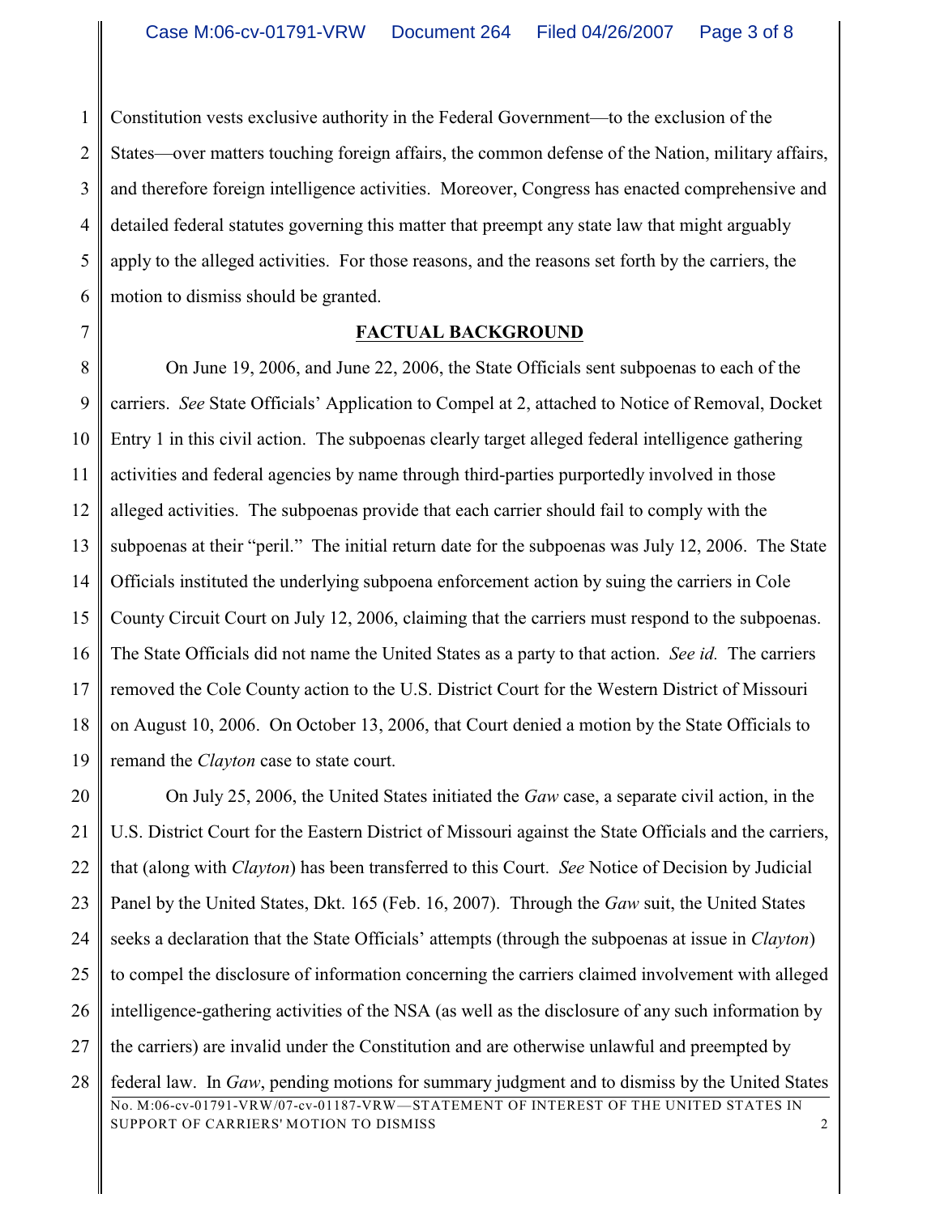Constitution vests exclusive authority in the Federal Government—to the exclusion of the States—over matters touching foreign affairs, the common defense of the Nation, military affairs, and therefore foreign intelligence activities. Moreover, Congress has enacted comprehensive and detailed federal statutes governing this matter that preempt any state law that might arguably apply to the alleged activities. For those reasons, and the reasons set forth by the carriers, the motion to dismiss should be granted.

## FACTUAL BACKGROUND

On June 19, 2006, and June 22, 2006, the State Officials sent subpoenas to each of the carriers. *See* State Officials' Application to Compel at 2, attached to Notice of Removal, Docket Entry 1 in this civil action. The subpoenas clearly target alleged federal intelligence gathering activities and federal agencies by name through third-parties purportedly involved in those alleged activities. The subpoenas provide that each carrier should fail to comply with the subpoenas at their "peril." The initial return date for the subpoenas was July 12, 2006. The State Officials instituted the underlying subpoena enforcement action by suing the carriers in Cole County Circuit Court on July 12, 2006, claiming that the carriers must respond to the subpoenas. The State Officials did not name the United States as a party to that action. *See id.* The carriers removed the Cole County action to the U.S. District Court for the Western District of Missouri on August 10, 2006. On October 13, 2006, that Court denied a motion by the State Officials to remand the *Clayton* case to state court.

On July 25, 2006, the United States initiated the *Gaw* case, a separate civil action, in the U.S. District Court for the Eastern District of Missouri against the State Officials and the carriers, that (along with *Clayton*) has been transferred to this Court. *See* Notice of Decision by Judicial Panel by the United States, Dkt. 165 (Feb. 16, 2007). Through the *Gaw* suit, the United States seeks a declaration that the State Officials' attempts (through the subpoenas at issue in *Clayton*) to compel the disclosure of information concerning the carriers claimed involvement with alleged intelligence-gathering activities of the NSA (as well as the disclosure of any such information by the carriers) are invalid under the Constitution and are otherwise unlawful and preempted by federal law. In *Gaw*, pending motions for summary judgment and to dismiss by the United States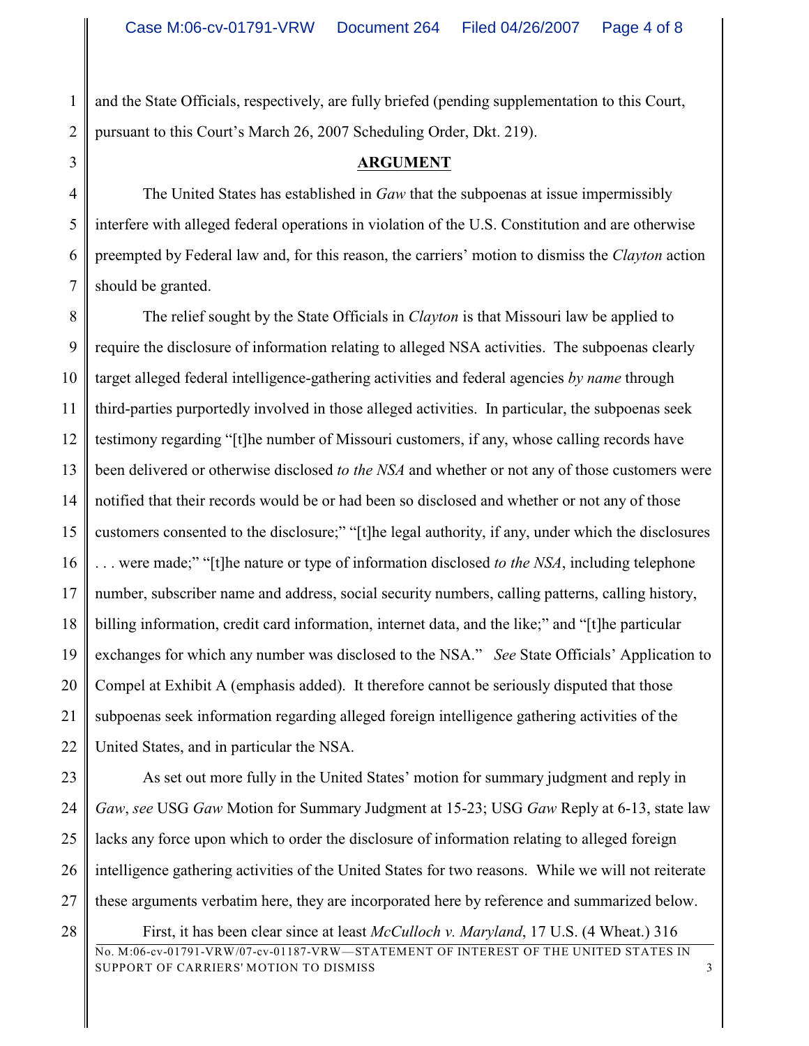and the State Officials, respectively, are fully briefed (pending supplementation to this Court, pursuant to this Court's March 26, 2007 Scheduling Order, Dkt. 219).

**ARGUMENT**

The United States has established in *Gaw* that the subpoenas at issue impermissibly interfere with alleged federal operations in violation of the U.S. Constitution and are otherwise preempted by Federal law and, for this reason, the carriers' motion to dismiss the *Clayton* action should be granted.

The relief sought by the State Officials in *Clayton* is that Missouri law be applied to require the disclosure of information relating to alleged NSA activities. The subpoenas clearly target alleged federal intelligence-gathering activities and federal agencies *by name* through third-parties purportedly involved in those alleged activities. In particular, the subpoenas seek testimony regarding "[t]he number of Missouri customers, if any, whose calling records have been delivered or otherwise disclosed *to the NSA* and whether or not any of those customers were notified that their records would be or had been so disclosed and whether or not any of those customers consented to the disclosure;" "[t]he legal authority, if any, under which the disclosures . . . were made;" "[t]he nature or type of information disclosed *to the NSA*, including telephone number, subscriber name and address, social security numbers, calling patterns, calling history, billing information, credit card information, internet data, and the like;" and "[t]he particular exchanges for which any number was disclosed to the NSA." *See* State Officials' Application to Compel at Exhibit A (emphasis added). It therefore cannot be seriously disputed that those subpoenas seek information regarding alleged foreign intelligence gathering activities of the United States, and in particular the NSA.

As set out more fully in the United States' motion for summary judgment and reply in *Gaw*, *see* USG *Gaw* Motion for Summary Judgment at 15-23; USG *Gaw* Reply at 6-13, state law lacks any force upon which to order the disclosure of information relating to alleged foreign intelligence gathering activities of the United States for two reasons. While we will not reiterate these arguments verbatim here, they are incorporated here by reference and summarized below.

First, it has been clear since at least *McCulloch v. Maryland*, 17 U.S. (4 Wheat.) 316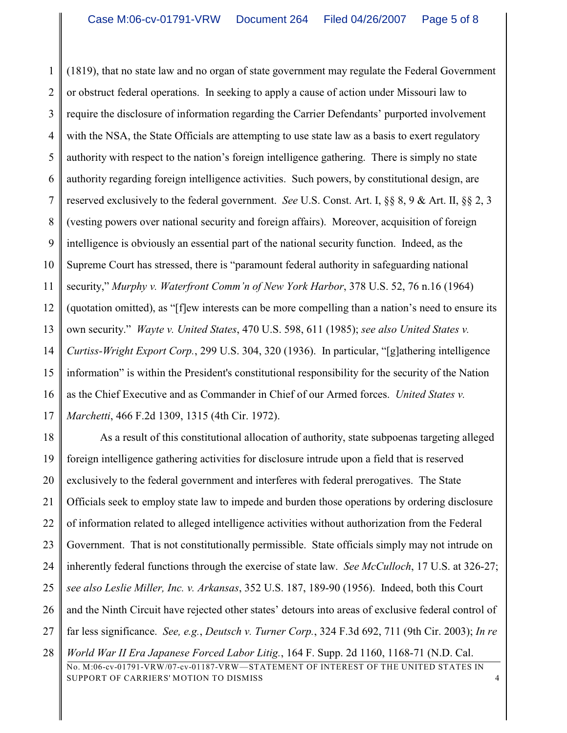(1819), that no state law and no organ of state government may regulate the Federal Government or obstruct federal operations. In seeking to apply a cause of action under Missouri law to require the disclosure of information regarding the Carrier Defendants' purported involvement with the NSA, the State Officials are attempting to use state law as a basis to exert regulatory authority with respect to the nation's foreign intelligence gathering. There is simply no state authority regarding foreign intelligence activities. Such powers, by constitutional design, are reserved exclusively to the federal government. *See* U.S. Const. Art. I, §§ 8, 9 & Art. II, §§ 2, 3 (vesting powers over national security and foreign affairs). Moreover, acquisition of foreign intelligence is obviously an essential part of the national security function. Indeed, as the Supreme Court has stressed, there is "paramount federal authority in safeguarding national security," *Murphy v. Waterfront Comm'n of New York Harbor*, 378 U.S. 52, 76 n.16 (1964) (quotation omitted), as "[f]ew interests can be more compelling than a nation's need to ensure its own security." *Wayte v. United States*, 470 U.S. 598, 611 (1985); *see also United States v. Curtiss-Wright Export Corp.*, 299 U.S. 304, 320 (1936). In particular, "[g]athering intelligence information" is within the President's constitutional responsibility for the security of the Nation as the Chief Executive and as Commander in Chief of our Armed forces. *United States v. Marchetti*, 466 F.2d 1309, 1315 (4th Cir. 1972).

As a result of this constitutional allocation of authority, state subpoenas targeting alleged foreign intelligence gathering activities for disclosure intrude upon a field that is reserved exclusively to the federal government and interferes with federal prerogatives. The State Officials seek to employ state law to impede and burden those operations by ordering disclosure of information related to alleged intelligence activities without authorization from the Federal Government. That is not constitutionally permissible. State officials simply may not intrude on inherently federal functions through the exercise of state law. *See McCulloch*, 17 U.S. at 326-27; *see also Leslie Miller, Inc. v. Arkansas*, 352 U.S. 187, 189-90 (1956). Indeed, both this Court and the Ninth Circuit have rejected other states' detours into areas of exclusive federal control of far less significance. *See, e.g.*, *Deutsch v. Turner Corp.*, 324 F.3d 692, 711 (9th Cir. 2003); *In re World War II Era Japanese Forced Labor Litig.*, 164 F. Supp. 2d 1160, 1168-71 (N.D. Cal.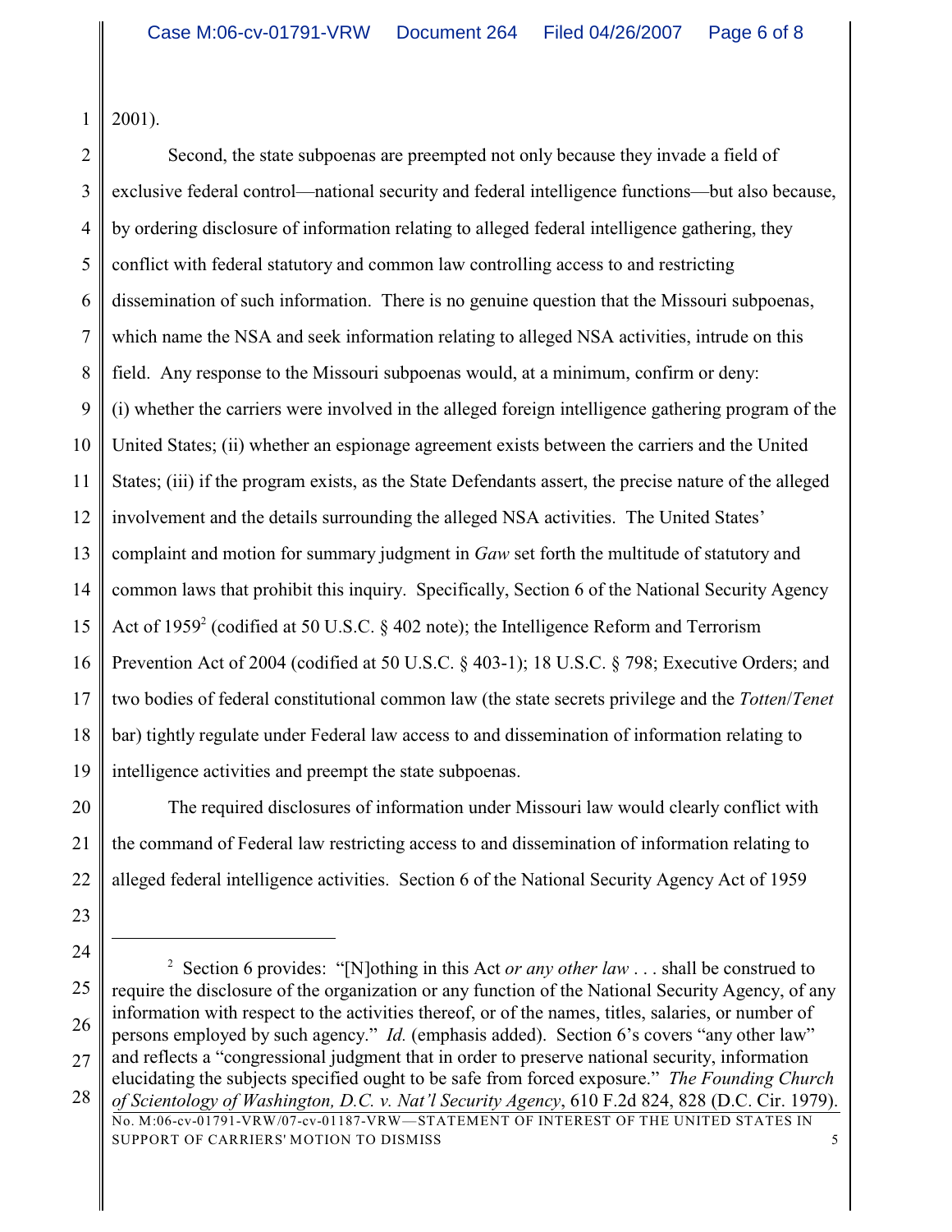2001).

Second, the state subpoenas are preempted not only because they invade a field of exclusive federal control—national security and federal intelligence functions—but also because, by ordering disclosure of information relating to alleged federal intelligence gathering, they conflict with federal statutory and common law controlling access to and restricting dissemination of such information. There is no genuine question that the Missouri subpoenas, which name the NSA and seek information relating to alleged NSA activities, intrude on this field. Any response to the Missouri subpoenas would, at a minimum, confirm or deny: (i) whether the carriers were involved in the alleged foreign intelligence gathering program of the United States; (ii) whether an espionage agreement exists between the carriers and the United States; (iii) if the program exists, as the State Defendants assert, the precise nature of the alleged involvement and the details surrounding the alleged NSA activities. The United States' complaint and motion for summary judgment in *Gaw* set forth the multitude of statutory and common laws that prohibit this inquiry. Specifically, Section 6 of the National Security Agency Act of 1959[2] (codified at 50 U.S.C. § 402 note); the Intelligence Reform and Terrorism Prevention Act of 2004 (codified at 50 U.S.C. § 403-1); 18 U.S.C. § 798; Executive Orders; and two bodies of federal constitutional common law (the state secrets privilege and the *Totten*/*Tenet* bar) tightly regulate under Federal law access to and dissemination of information relating to intelligence activities and preempt the state subpoenas.

The required disclosures of information under Missouri law would clearly conflict with the command of Federal law restricting access to and dissemination of information relating to alleged federal intelligence activities. Section 6 of the National Security Agency Act of 1959

---

[2] Section 6 provides: "[N]othing in this Act *or any other law* . . . shall be construed to require the disclosure of the organization or any function of the National Security Agency, of any information with respect to the activities thereof, or of the names, titles, salaries, or number of persons employed by such agency." *Id.* (emphasis added). Section 6's covers "any other law" and reflects a "congressional judgment that in order to preserve national security, information elucidating the subjects specified ought to be safe from forced exposure." *The Founding Church of Scientology of Washington, D.C. v. Nat'l Security Agency*, 610 F.2d 824, 828 (D.C. Cir. 1979).

No. M:06-cv-01791-VRW/07-cv-01187-VRW—STATEMENT OF INTEREST OF THE UNITED STATES IN SUPPORT OF CARRIERS' MOTION TO DISMISS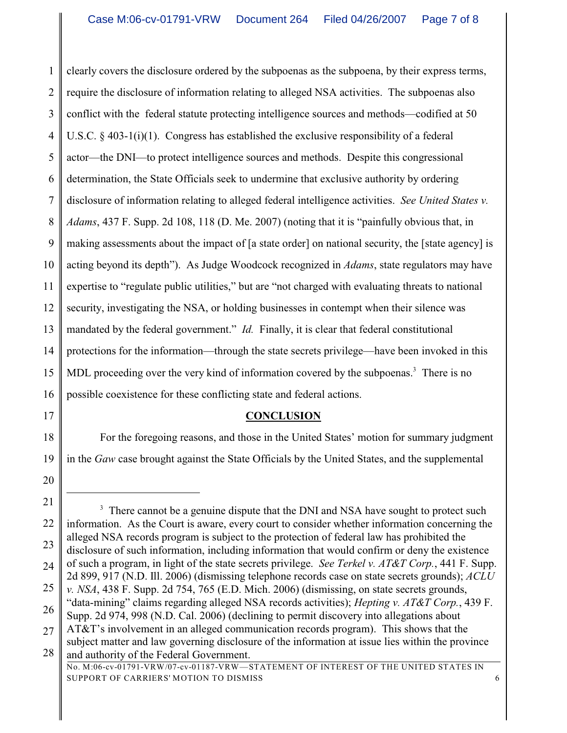clearly covers the disclosure ordered by the subpoenas as the subpoena, by their express terms, require the disclosure of information relating to alleged NSA activities. The subpoenas also conflict with the federal statute protecting intelligence sources and methods—codified at 50 U.S.C. § 403-1(i)(1). Congress has established the exclusive responsibility of a federal actor—the DNI—to protect intelligence sources and methods. Despite this congressional determination, the State Officials seek to undermine that exclusive authority by ordering disclosure of information relating to alleged federal intelligence activities. *See United States v. Adams*, 437 F. Supp. 2d 108, 118 (D. Me. 2007) (noting that it is "painfully obvious that, in making assessments about the impact of [a state order] on national security, the [state agency] is acting beyond its depth"). As Judge Woodcock recognized in *Adams*, state regulators may have expertise to "regulate public utilities," but are "not charged with evaluating threats to national security, investigating the NSA, or holding businesses in contempt when their silence was mandated by the federal government." *Id.* Finally, it is clear that federal constitutional protections for the information—through the state secrets privilege—have been invoked in this MDL proceeding over the very kind of information covered by the subpoenas.[3] There is no possible coexistence for these conflicting state and federal actions.

## CONCLUSION

For the foregoing reasons, and those in the United States' motion for summary judgment in the *Gaw* case brought against the State Officials by the United States, and the supplemental

---

[3] There cannot be a genuine dispute that the DNI and NSA have sought to protect such information. As the Court is aware, every court to consider whether information concerning the alleged NSA records program is subject to the protection of federal law has prohibited the disclosure of such information, including information that would confirm or deny the existence of such a program, in light of the state secrets privilege. *See Terkel v. AT&T Corp.*, 441 F. Supp. 2d 899, 917 (N.D. Ill. 2006) (dismissing telephone records case on state secrets grounds); *ACLU v. NSA*, 438 F. Supp. 2d 754, 765 (E.D. Mich. 2006) (dismissing, on state secrets grounds, "data-mining" claims regarding alleged NSA records activities); *Hepting v. AT&T Corp.*, 439 F. Supp. 2d 974, 998 (N.D. Cal. 2006) (declining to permit discovery into allegations about AT&T's involvement in an alleged communication records program). This shows that the subject matter and law governing disclosure of the information at issue lies within the province and authority of the Federal Government.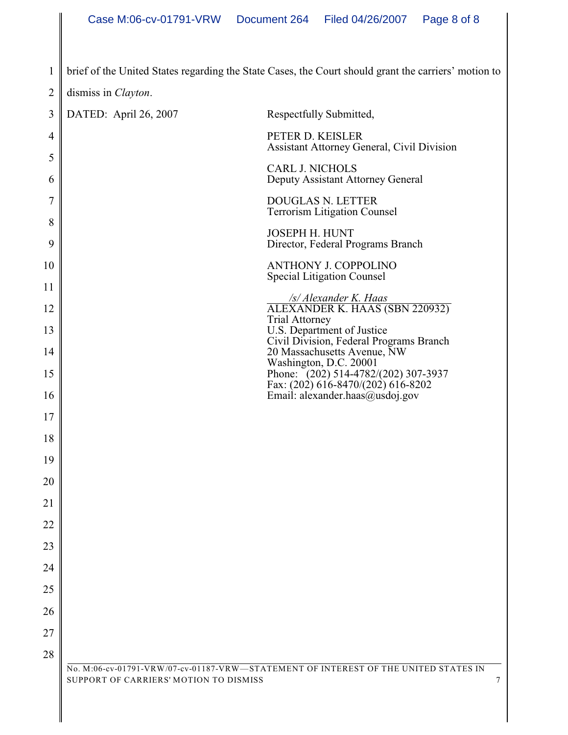brief of the United States regarding the State Cases, the Court should grant the carriers' motion to dismiss in *Clayton*.

DATED: April 26, 2007

Respectfully Submitted,

PETER D. KEISLER
Assistant Attorney General, Civil Division

CARL J. NICHOLS
Deputy Assistant Attorney General

DOUGLAS N. LETTER
Terrorism Litigation Counsel

JOSEPH H. HUNT
Director, Federal Programs Branch

ANTHONY J. COPPOLINO
Special Litigation Counsel

*/s/ Alexander K. Haas*
ALEXANDER K. HAAS (SBN 220932)
Trial Attorney
U.S. Department of Justice
Civil Division, Federal Programs Branch
20 Massachusetts Avenue, NW
Washington, D.C. 20001
Phone: (202) 514-4782/(202) 307-3937
Fax: (202) 616-8470/(202) 616-8202
Email: alexander.haas@usdoj.gov